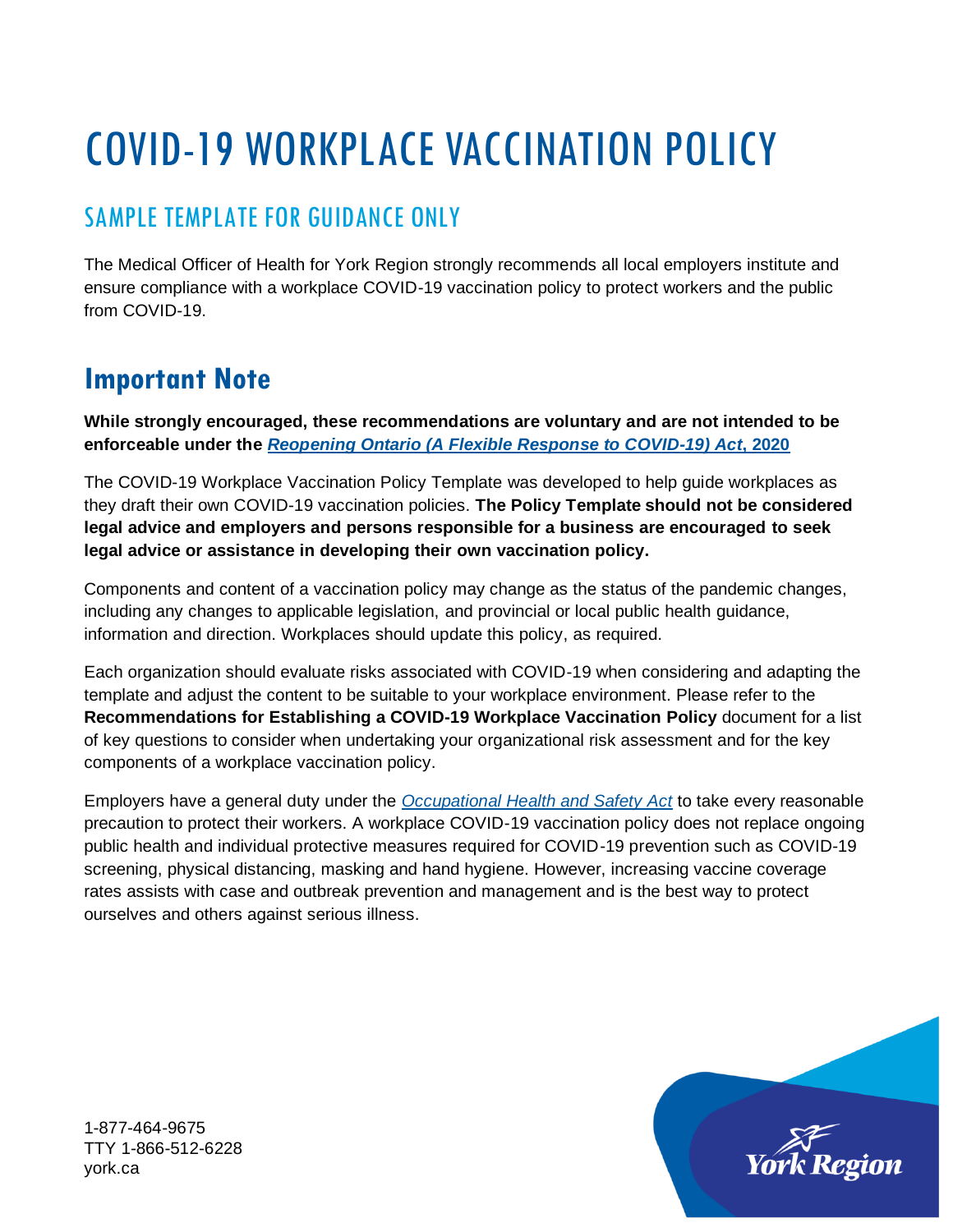# COVID-19 WORKPLACE VACCINATION POLICY

## SAMPLE TEMPLATE FOR GUIDANCE ONLY

The Medical Officer of Health for York Region strongly recommends all local employers institute and ensure compliance with a workplace COVID-19 vaccination policy to protect workers and the public from COVID-19.

## Important Note

**While strongly encouraged, these recommendations are voluntary and are not intended to be enforceable under the *Reopening Ontario (A Flexible Response to COVID-19) Act*, 2020**

The COVID-19 Workplace Vaccination Policy Template was developed to help guide workplaces as they draft their own COVID-19 vaccination policies. **The Policy Template should not be considered legal advice and employers and persons responsible for a business are encouraged to seek legal advice or assistance in developing their own vaccination policy.**

Components and content of a vaccination policy may change as the status of the pandemic changes, including any changes to applicable legislation, and provincial or local public health guidance, information and direction. Workplaces should update this policy, as required.

Each organization should evaluate risks associated with COVID-19 when considering and adapting the template and adjust the content to be suitable to your workplace environment. Please refer to the **Recommendations for Establishing a COVID-19 Workplace Vaccination Policy** document for a list of key questions to consider when undertaking your organizational risk assessment and for the key components of a workplace vaccination policy.

Employers have a general duty under the *Occupational Health and Safety Act* to take every reasonable precaution to protect their workers. A workplace COVID-19 vaccination policy does not replace ongoing public health and individual protective measures required for COVID-19 prevention such as COVID-19 screening, physical distancing, masking and hand hygiene. However, increasing vaccine coverage rates assists with case and outbreak prevention and management and is the best way to protect ourselves and others against serious illness.

1-877-464-9675
TTY 1-866-512-6228
york.ca

York Region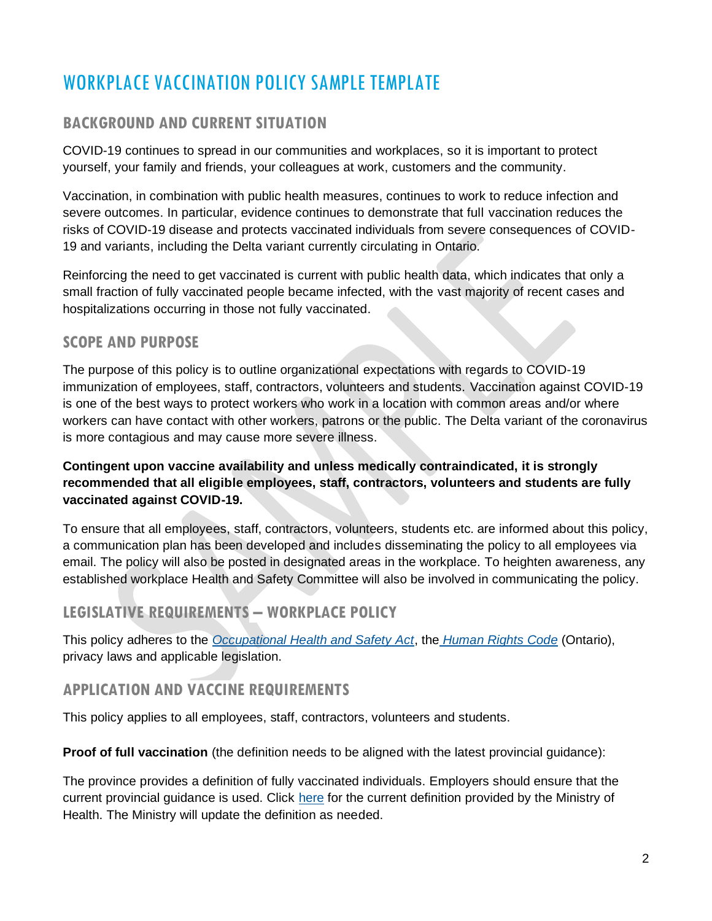# WORKPLACE VACCINATION POLICY SAMPLE TEMPLATE

## BACKGROUND AND CURRENT SITUATION

COVID-19 continues to spread in our communities and workplaces, so it is important to protect yourself, your family and friends, your colleagues at work, customers and the community.

Vaccination, in combination with public health measures, continues to work to reduce infection and severe outcomes. In particular, evidence continues to demonstrate that full vaccination reduces the risks of COVID-19 disease and protects vaccinated individuals from severe consequences of COVID-19 and variants, including the Delta variant currently circulating in Ontario.

Reinforcing the need to get vaccinated is current with public health data, which indicates that only a small fraction of fully vaccinated people became infected, with the vast majority of recent cases and hospitalizations occurring in those not fully vaccinated.

## SCOPE AND PURPOSE

The purpose of this policy is to outline organizational expectations with regards to COVID-19 immunization of employees, staff, contractors, volunteers and students. Vaccination against COVID-19 is one of the best ways to protect workers who work in a location with common areas and/or where workers can have contact with other workers, patrons or the public. The Delta variant of the coronavirus is more contagious and may cause more severe illness.

**Contingent upon vaccine availability and unless medically contraindicated, it is strongly recommended that all eligible employees, staff, contractors, volunteers and students are fully vaccinated against COVID-19.**

To ensure that all employees, staff, contractors, volunteers, students etc. are informed about this policy, a communication plan has been developed and includes disseminating the policy to all employees via email. The policy will also be posted in designated areas in the workplace. To heighten awareness, any established workplace Health and Safety Committee will also be involved in communicating the policy.

## LEGISLATIVE REQUIREMENTS – WORKPLACE POLICY

This policy adheres to the *Occupational Health and Safety Act*, the *Human Rights Code* (Ontario), privacy laws and applicable legislation.

## APPLICATION AND VACCINE REQUIREMENTS

This policy applies to all employees, staff, contractors, volunteers and students.

**Proof of full vaccination** (the definition needs to be aligned with the latest provincial guidance):

The province provides a definition of fully vaccinated individuals. Employers should ensure that the current provincial guidance is used. Click here for the current definition provided by the Ministry of Health. The Ministry will update the definition as needed.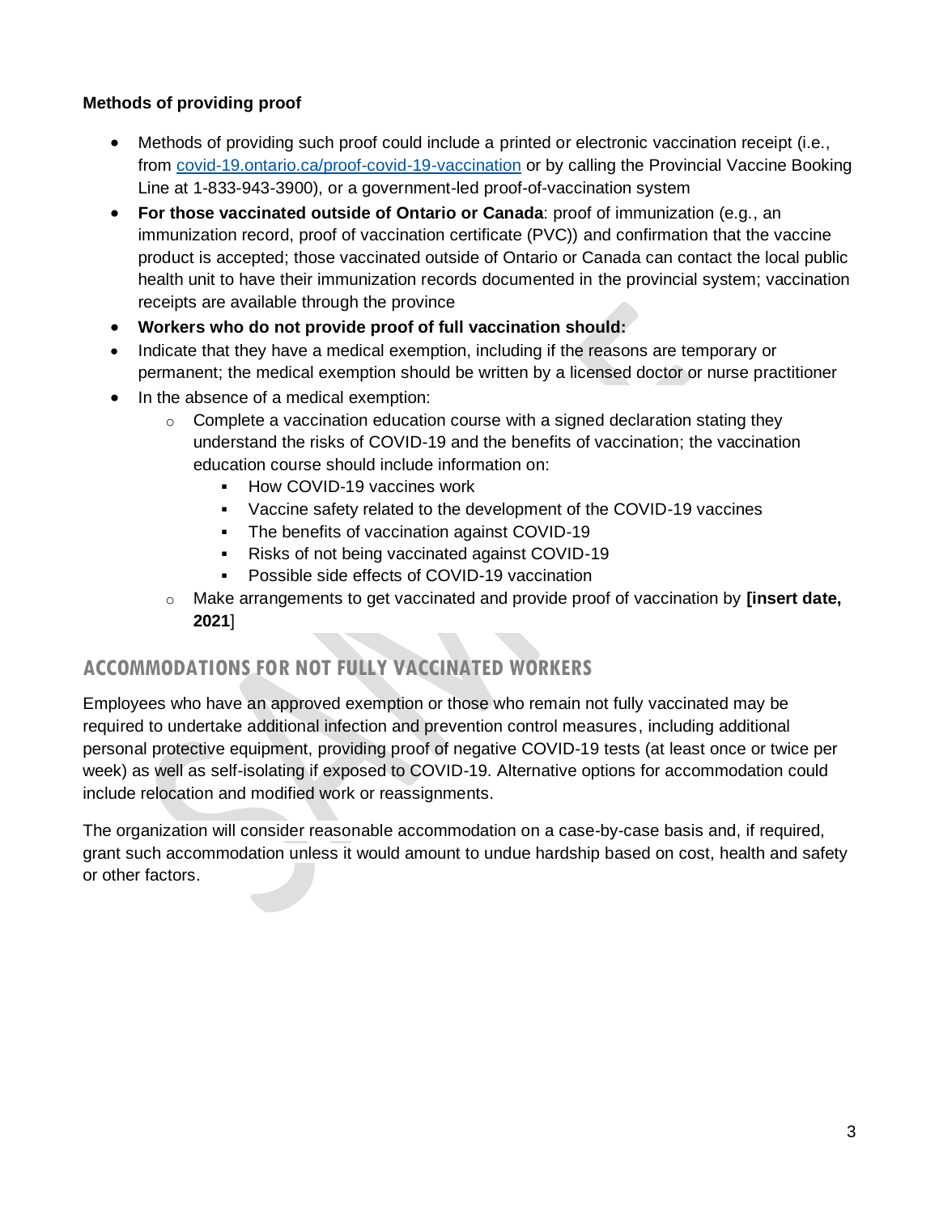**Methods of providing proof**

- Methods of providing such proof could include a printed or electronic vaccination receipt (i.e., from [covid-19.ontario.ca/proof-covid-19-vaccination](https://covid-19.ontario.ca/proof-covid-19-vaccination) or by calling the Provincial Vaccine Booking Line at 1-833-943-3900), or a government-led proof-of-vaccination system
- **For those vaccinated outside of Ontario or Canada**: proof of immunization (e.g., an immunization record, proof of vaccination certificate (PVC)) and confirmation that the vaccine product is accepted; those vaccinated outside of Ontario or Canada can contact the local public health unit to have their immunization records documented in the provincial system; vaccination receipts are available through the province
- **Workers who do not provide proof of full vaccination should:**
- Indicate that they have a medical exemption, including if the reasons are temporary or permanent; the medical exemption should be written by a licensed doctor or nurse practitioner
- In the absence of a medical exemption:
  - Complete a vaccination education course with a signed declaration stating they understand the risks of COVID-19 and the benefits of vaccination; the vaccination education course should include information on:
    - How COVID-19 vaccines work
    - Vaccine safety related to the development of the COVID-19 vaccines
    - The benefits of vaccination against COVID-19
    - Risks of not being vaccinated against COVID-19
    - Possible side effects of COVID-19 vaccination
  - Make arrangements to get vaccinated and provide proof of vaccination by **[insert date, 2021**]

## ACCOMMODATIONS FOR NOT FULLY VACCINATED WORKERS

Employees who have an approved exemption or those who remain not fully vaccinated may be required to undertake additional infection and prevention control measures, including additional personal protective equipment, providing proof of negative COVID-19 tests (at least once or twice per week) as well as self-isolating if exposed to COVID-19. Alternative options for accommodation could include relocation and modified work or reassignments.

The organization will consider reasonable accommodation on a case-by-case basis and, if required, grant such accommodation unless it would amount to undue hardship based on cost, health and safety or other factors.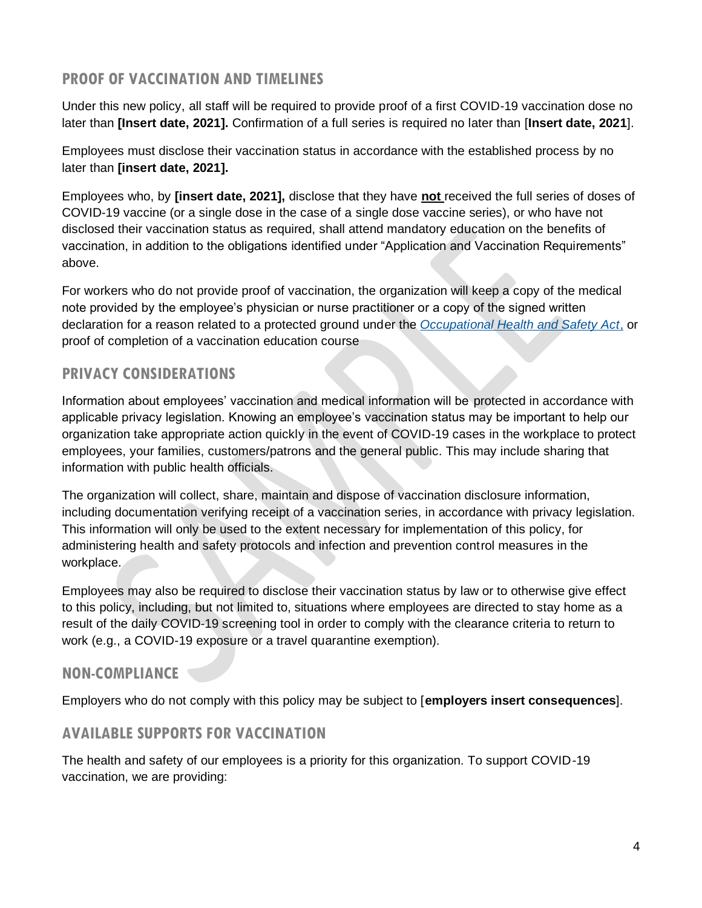## PROOF OF VACCINATION AND TIMELINES

Under this new policy, all staff will be required to provide proof of a first COVID-19 vaccination dose no later than **[Insert date, 2021].** Confirmation of a full series is required no later than [**Insert date, 2021**].

Employees must disclose their vaccination status in accordance with the established process by no later than **[insert date, 2021].**

Employees who, by **[insert date, 2021],** disclose that they have **not** received the full series of doses of COVID-19 vaccine (or a single dose in the case of a single dose vaccine series), or who have not disclosed their vaccination status as required, shall attend mandatory education on the benefits of vaccination, in addition to the obligations identified under "Application and Vaccination Requirements" above.

For workers who do not provide proof of vaccination, the organization will keep a copy of the medical note provided by the employee's physician or nurse practitioner or a copy of the signed written declaration for a reason related to a protected ground under the *Occupational Health and Safety Act*, or proof of completion of a vaccination education course

## PRIVACY CONSIDERATIONS

Information about employees' vaccination and medical information will be protected in accordance with applicable privacy legislation. Knowing an employee's vaccination status may be important to help our organization take appropriate action quickly in the event of COVID-19 cases in the workplace to protect employees, your families, customers/patrons and the general public. This may include sharing that information with public health officials.

The organization will collect, share, maintain and dispose of vaccination disclosure information, including documentation verifying receipt of a vaccination series, in accordance with privacy legislation. This information will only be used to the extent necessary for implementation of this policy, for administering health and safety protocols and infection and prevention control measures in the workplace.

Employees may also be required to disclose their vaccination status by law or to otherwise give effect to this policy, including, but not limited to, situations where employees are directed to stay home as a result of the daily COVID-19 screening tool in order to comply with the clearance criteria to return to work (e.g., a COVID-19 exposure or a travel quarantine exemption).

## NON-COMPLIANCE

Employers who do not comply with this policy may be subject to [**employers insert consequences**].

## AVAILABLE SUPPORTS FOR VACCINATION

The health and safety of our employees is a priority for this organization. To support COVID-19 vaccination, we are providing: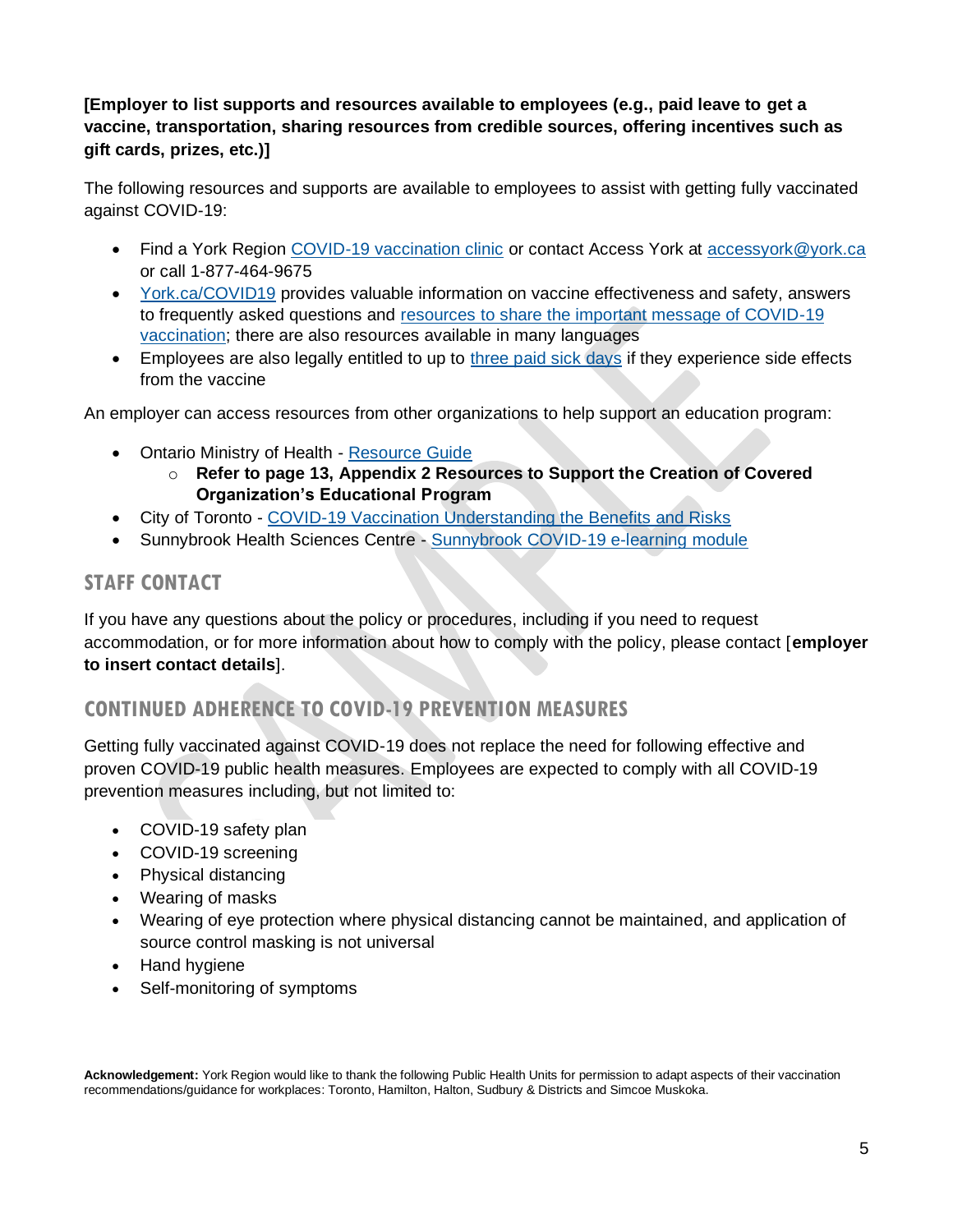**[Employer to list supports and resources available to employees (e.g., paid leave to get a vaccine, transportation, sharing resources from credible sources, offering incentives such as gift cards, prizes, etc.)]**

The following resources and supports are available to employees to assist with getting fully vaccinated against COVID-19:

- Find a York Region COVID-19 vaccination clinic or contact Access York at accessyork@york.ca or call 1-877-464-9675
- York.ca/COVID19 provides valuable information on vaccine effectiveness and safety, answers to frequently asked questions and resources to share the important message of COVID-19 vaccination; there are also resources available in many languages
- Employees are also legally entitled to up to three paid sick days if they experience side effects from the vaccine

An employer can access resources from other organizations to help support an education program:

- Ontario Ministry of Health - Resource Guide
  - **Refer to page 13, Appendix 2 Resources to Support the Creation of Covered Organization's Educational Program**
- City of Toronto - COVID-19 Vaccination Understanding the Benefits and Risks
- Sunnybrook Health Sciences Centre - Sunnybrook COVID-19 e-learning module

## STAFF CONTACT

If you have any questions about the policy or procedures, including if you need to request accommodation, or for more information about how to comply with the policy, please contact [**employer to insert contact details**].

## CONTINUED ADHERENCE TO COVID-19 PREVENTION MEASURES

Getting fully vaccinated against COVID-19 does not replace the need for following effective and proven COVID-19 public health measures. Employees are expected to comply with all COVID-19 prevention measures including, but not limited to:

- COVID-19 safety plan
- COVID-19 screening
- Physical distancing
- Wearing of masks
- Wearing of eye protection where physical distancing cannot be maintained, and application of source control masking is not universal
- Hand hygiene
- Self-monitoring of symptoms

**Acknowledgement:** York Region would like to thank the following Public Health Units for permission to adapt aspects of their vaccination recommendations/guidance for workplaces: Toronto, Hamilton, Halton, Sudbury & Districts and Simcoe Muskoka.